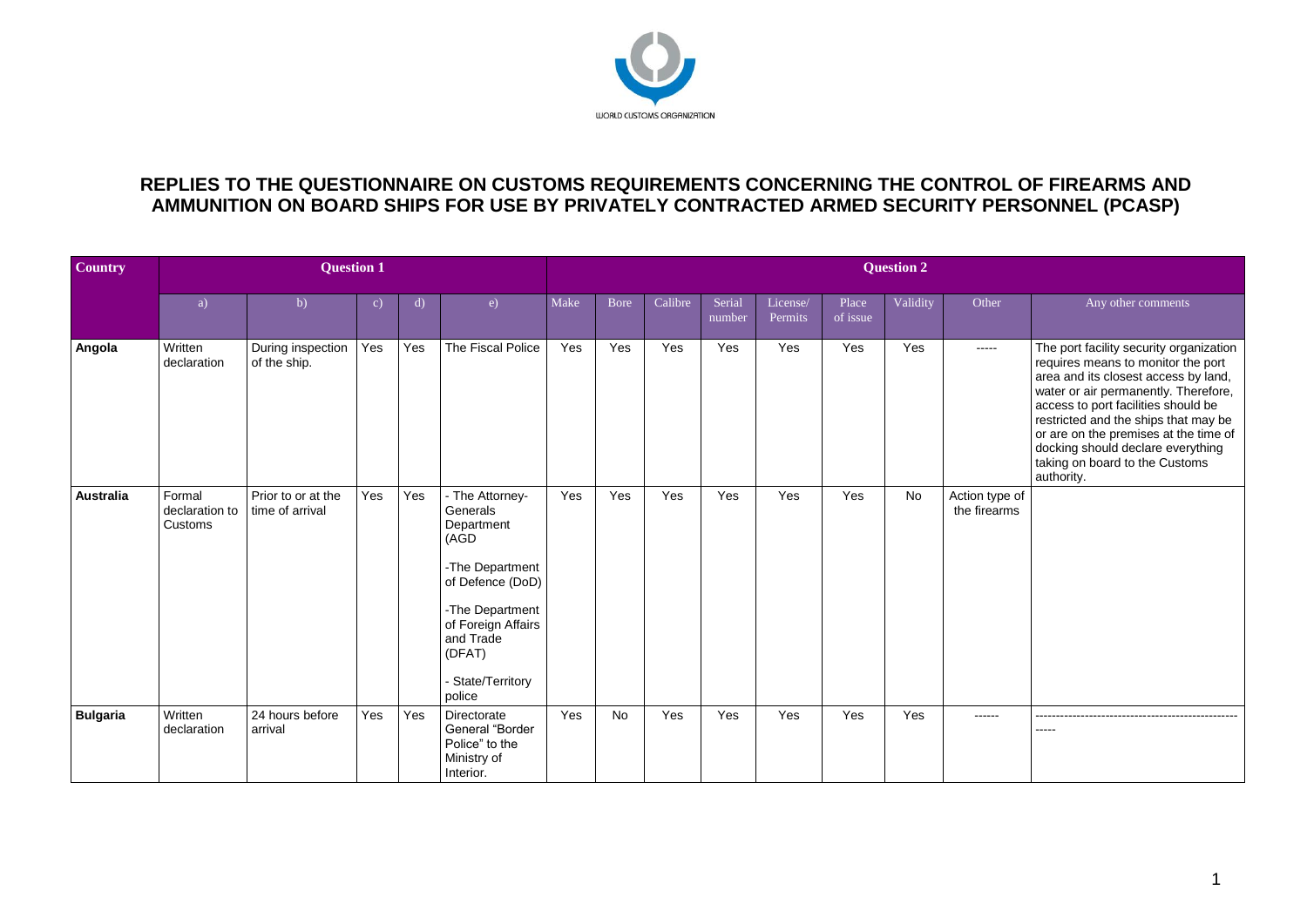# REPLIES TO THE QUESTIONNAIRE ON CUSTOMS REQUIREMENTS CONCERNING THE CONTROL OF FIREARMS AND AMMUNITION ON BOARD SHIPS FOR USE BY PRIVATELY CONTRACTED ARMED SECURITY PERSONNEL (PCASP)

| Country | Question 1 | | | | | Question 2 | | | | | | | | |
|---|---|---|---|---|---|---|---|---|---|---|---|---|---|---|
| | a) | b) | c) | d) | e) | Make | Bore | Calibre | Serial number | License/ Permits | Place of issue | Validity | Other | Any other comments |
| **Angola** | Written declaration | During inspection of the ship. | Yes | Yes | The Fiscal Police | Yes | Yes | Yes | Yes | Yes | Yes | Yes | ----- | The port facility security organization requires means to monitor the port area and its closest access by land, water or air permanently. Therefore, access to port facilities should be restricted and the ships that may be or are on the premises at the time of docking should declare everything taking on board to the Customs authority. |
| **Australia** | Formal declaration to Customs | Prior to or at the time of arrival | Yes | Yes | - The Attorney-Generals Department (AGD<br>-The Department of Defence (DoD)<br>-The Department of Foreign Affairs and Trade (DFAT)<br>- State/Territory police | Yes | Yes | Yes | Yes | Yes | Yes | No | Action type of the firearms | |
| **Bulgaria** | Written declaration | 24 hours before arrival | Yes | Yes | Directorate General "Border Police" to the Ministry of Interior. | Yes | No | Yes | Yes | Yes | Yes | Yes | ------ | ----------------------------------------------------- |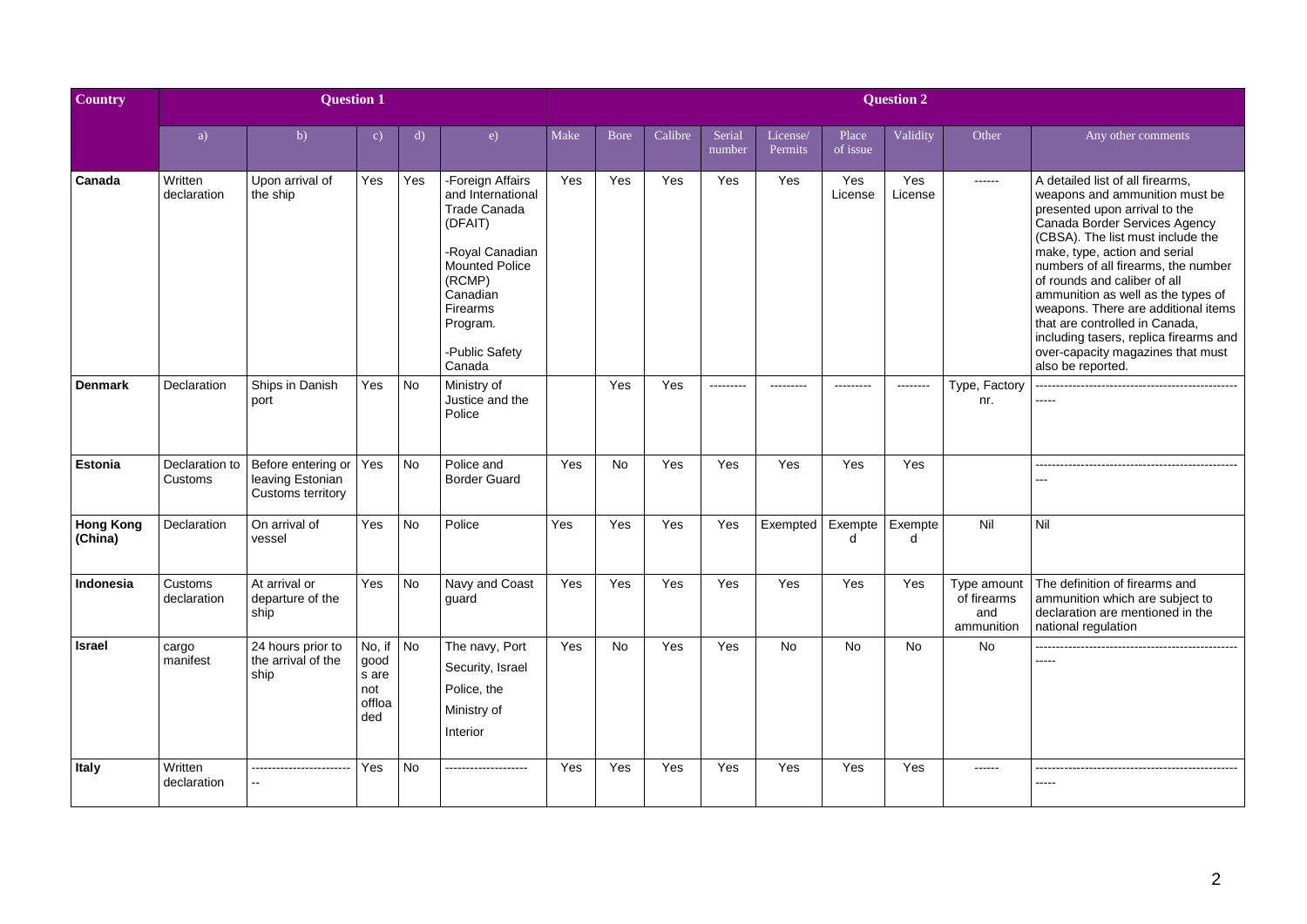| Country | Question 1 | | | | | Question 2 | | | | | | | | |
|---|---|---|---|---|---|---|---|---|---|---|---|---|---|---|
| | a) | b) | c) | d) | e) | Make | Bore | Calibre | Serial number | License/ Permits | Place of issue | Validity | Other | Any other comments |
| **Canada** | Written declaration | Upon arrival of the ship | Yes | Yes | -Foreign Affairs and International Trade Canada (DFAIT)<br><br>-Royal Canadian Mounted Police (RCMP) Canadian Firearms Program.<br><br>-Public Safety Canada | Yes | Yes | Yes | Yes | Yes | Yes License | Yes License | ------ | A detailed list of all firearms, weapons and ammunition must be presented upon arrival to the Canada Border Services Agency (CBSA). The list must include the make, type, action and serial numbers of all firearms, the number of rounds and caliber of all ammunition as well as the types of weapons. There are additional items that are controlled in Canada, including tasers, replica firearms and over-capacity magazines that must also be reported. |
| **Denmark** | Declaration | Ships in Danish port | Yes | No | Ministry of Justice and the Police | | Yes | Yes | --------- | --------- | --------- | -------- | Type, Factory nr. | ----------------------------------------------------- |
| **Estonia** | Declaration to Customs | Before entering or leaving Estonian Customs territory | Yes | No | Police and Border Guard | Yes | No | Yes | Yes | Yes | Yes | Yes | | --------------------------------------------------- |
| **Hong Kong (China)** | Declaration | On arrival of vessel | Yes | No | Police | Yes | Yes | Yes | Yes | Exempted | Exempted | Exempted | Nil | Nil |
| **Indonesia** | Customs declaration | At arrival or departure of the ship | Yes | No | Navy and Coast guard | Yes | Yes | Yes | Yes | Yes | Yes | Yes | Type amount of firearms and ammunition | The definition of firearms and ammunition which are subject to declaration are mentioned in the national regulation |
| **Israel** | cargo manifest | 24 hours prior to the arrival of the ship | No, if goods are not offloaded | No | The navy, Port Security, Israel Police, the Ministry of Interior | Yes | No | Yes | Yes | No | No | No | No | ----------------------------------------------------- |
| **Italy** | Written declaration | -------------------------- | Yes | No | -------------------- | Yes | Yes | Yes | Yes | Yes | Yes | Yes | ------ | ----------------------------------------------------- |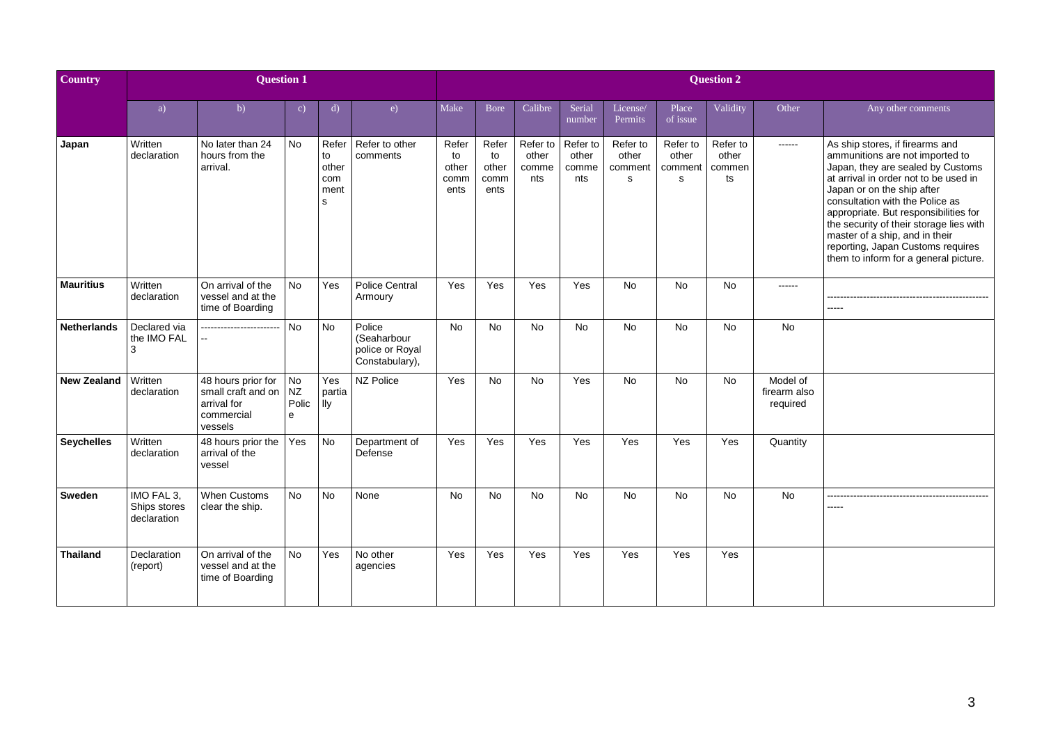| Country | Question 1 | | | | | Question 2 | | | | | | | | |
|---|---|---|---|---|---|---|---|---|---|---|---|---|---|---|
| | a) | b) | c) | d) | e) | Make | Bore | Calibre | Serial number | License/ Permits | Place of issue | Validity | Other | Any other comments |
| **Japan** | Written declaration | No later than 24 hours from the arrival. | No | Refer to other comments | Refer to other comments | Refer to other comments | Refer to other comments | Refer to other comments | Refer to other comments | Refer to other comments | Refer to other comments | Refer to other comments | ------ | As ship stores, if firearms and ammunitions are not imported to Japan, they are sealed by Customs at arrival in order not to be used in Japan or on the ship after consultation with the Police as appropriate. But responsibilities for the security of their storage lies with master of a ship, and in their reporting, Japan Customs requires them to inform for a general picture. |
| **Mauritius** | Written declaration | On arrival of the vessel and at the time of Boarding | No | Yes | Police Central Armoury | Yes | Yes | Yes | Yes | No | No | No | ------ | ----------------------------------------------------- |
| **Netherlands** | Declared via the IMO FAL 3 | -------------------------- | No | No | Police (Seaharbour police or Royal Constabulary), | No | No | No | No | No | No | No | No | |
| **New Zealand** | Written declaration | 48 hours prior for small craft and on arrival for commercial vessels | No NZ Police | Yes partially | NZ Police | Yes | No | No | Yes | No | No | No | Model of firearm also required | |
| **Seychelles** | Written declaration | 48 hours prior the arrival of the vessel | Yes | No | Department of Defense | Yes | Yes | Yes | Yes | Yes | Yes | Yes | Quantity | |
| **Sweden** | IMO FAL 3, Ships stores declaration | When Customs clear the ship. | No | No | None | No | No | No | No | No | No | No | No | ----------------------------------------------------- |
| **Thailand** | Declaration (report) | On arrival of the vessel and at the time of Boarding | No | Yes | No other agencies | Yes | Yes | Yes | Yes | Yes | Yes | Yes | | |